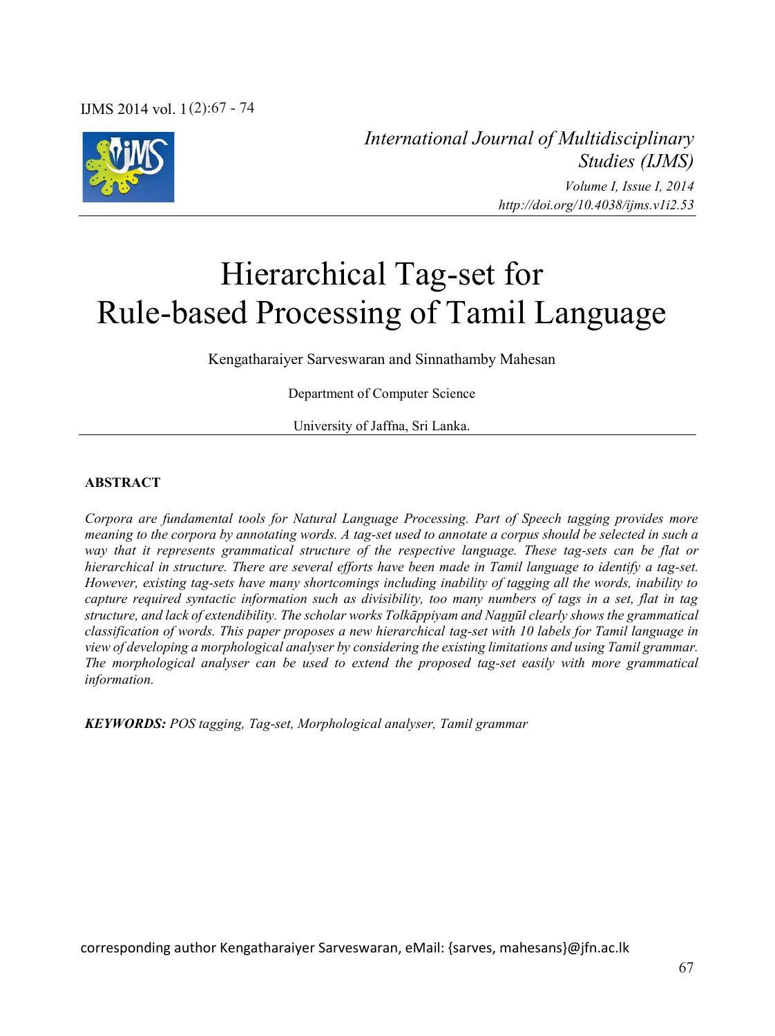# Hierarchical Tag-set for Rule-based Processing of Tamil Language

Kengatharaiyer Sarveswaran and Sinnathamby Mahesan

Department of Computer Science

University of Jaffna, Sri Lanka.

## ABSTRACT

*Corpora are fundamental tools for Natural Language Processing. Part of Speech tagging provides more meaning to the corpora by annotating words. A tag-set used to annotate a corpus should be selected in such a way that it represents grammatical structure of the respective language. These tag-sets can be flat or hierarchical in structure. There are several efforts have been made in Tamil language to identify a tag-set. However, existing tag-sets have many shortcomings including inability of tagging all the words, inability to capture required syntactic information such as divisibility, too many numbers of tags in a set, flat in tag structure, and lack of extendibility. The scholar works Tolkāppiyam and Naṉṉūl clearly shows the grammatical classification of words. This paper proposes a new hierarchical tag-set with 10 labels for Tamil language in view of developing a morphological analyser by considering the existing limitations and using Tamil grammar. The morphological analyser can be used to extend the proposed tag-set easily with more grammatical information.*

***KEYWORDS:*** *POS tagging, Tag-set, Morphological analyser, Tamil grammar*

corresponding author Kengatharaiyer Sarveswaran, eMail: {sarves, mahesans}@jfn.ac.lk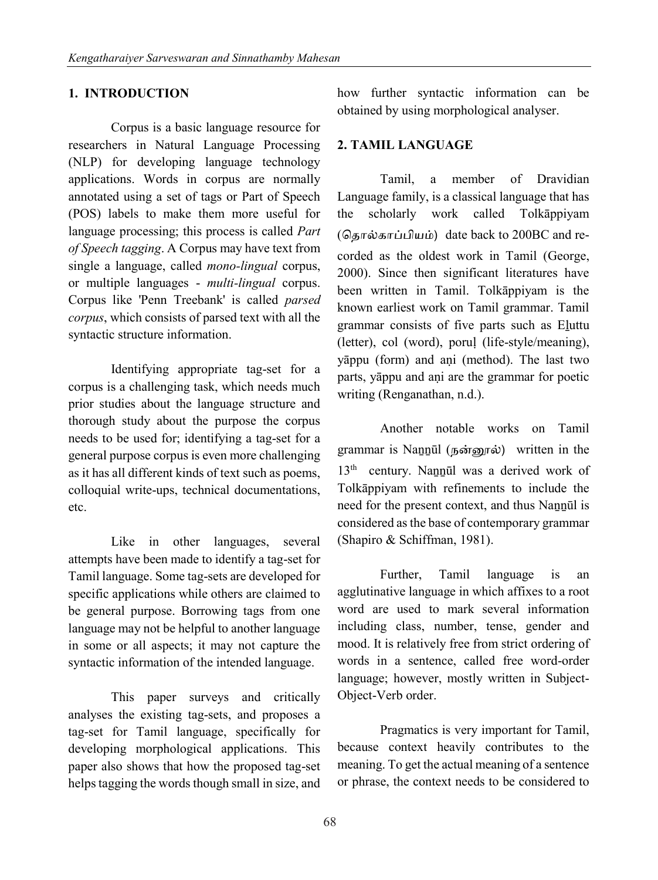## 1. INTRODUCTION

Corpus is a basic language resource for researchers in Natural Language Processing (NLP) for developing language technology applications. Words in corpus are normally annotated using a set of tags or Part of Speech (POS) labels to make them more useful for language processing; this process is called *Part of Speech tagging*. A Corpus may have text from single a language, called *mono-lingual* corpus, or multiple languages - *multi-lingual* corpus. Corpus like 'Penn Treebank' is called *parsed corpus*, which consists of parsed text with all the syntactic structure information.

Identifying appropriate tag-set for a corpus is a challenging task, which needs much prior studies about the language structure and thorough study about the purpose the corpus needs to be used for; identifying a tag-set for a general purpose corpus is even more challenging as it has all different kinds of text such as poems, colloquial write-ups, technical documentations, etc.

Like in other languages, several attempts have been made to identify a tag-set for Tamil language. Some tag-sets are developed for specific applications while others are claimed to be general purpose. Borrowing tags from one language may not be helpful to another language in some or all aspects; it may not capture the syntactic information of the intended language.

This paper surveys and critically analyses the existing tag-sets, and proposes a tag-set for Tamil language, specifically for developing morphological applications. This paper also shows that how the proposed tag-set helps tagging the words though small in size, and how further syntactic information can be obtained by using morphological analyser.

## 2. TAMIL LANGUAGE

Tamil, a member of Dravidian Language family, is a classical language that has the scholarly work called Tolkāppiyam (தொல்காப்பியம்) date back to 200BC and recorded as the oldest work in Tamil (George, 2000). Since then significant literatures have been written in Tamil. Tolkāppiyam is the known earliest work on Tamil grammar. Tamil grammar consists of five parts such as Eḻuttu (letter), col (word), poruḷ (life-style/meaning), yāppu (form) and aṇi (method). The last two parts, yāppu and aṇi are the grammar for poetic writing (Renganathan, n.d.).

Another notable works on Tamil grammar is Naṉṉūl (நன்னூல்) written in the 13th century. Naṉṉūl was a derived work of Tolkāppiyam with refinements to include the need for the present context, and thus Naṉṉūl is considered as the base of contemporary grammar (Shapiro & Schiffman, 1981).

Further, Tamil language is an agglutinative language in which affixes to a root word are used to mark several information including class, number, tense, gender and mood. It is relatively free from strict ordering of words in a sentence, called free word-order language; however, mostly written in Subject-Object-Verb order.

Pragmatics is very important for Tamil, because context heavily contributes to the meaning. To get the actual meaning of a sentence or phrase, the context needs to be considered to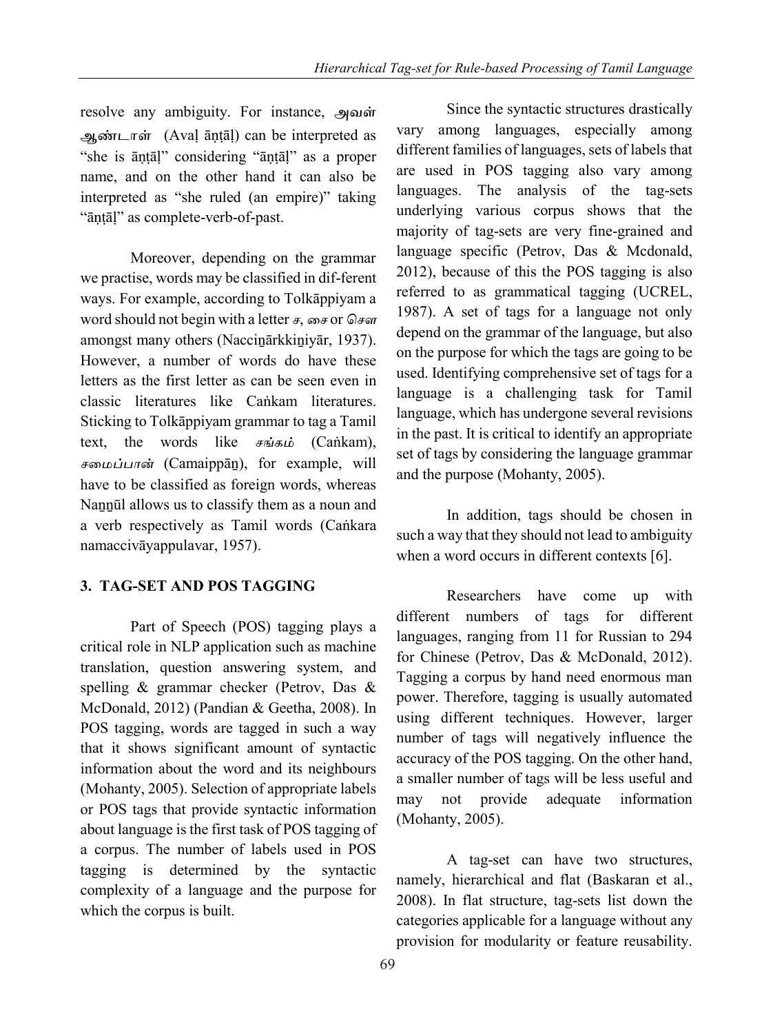resolve any ambiguity. For instance, அவள் ஆண்டாள் (Avaḷ āṇṭāḷ) can be interpreted as "she is āṇṭāḷ" considering "āṇṭāḷ" as a proper name, and on the other hand it can also be interpreted as "she ruled (an empire)" taking "āṇṭāḷ" as complete-verb-of-past.

Moreover, depending on the grammar we practise, words may be classified in dif-ferent ways. For example, according to Tolkāppiyam a word should not begin with a letter ச, சை or சௌ amongst many others (Nacciṉārkkiṉiyār, 1937). However, a number of words do have these letters as the first letter as can be seen even in classic literatures like Caṅkam literatures. Sticking to Tolkāppiyam grammar to tag a Tamil text, the words like சங்கம் (Caṅkam), சமைப்பான் (Camaippāṉ), for example, will have to be classified as foreign words, whereas Naṉṉūl allows us to classify them as a noun and a verb respectively as Tamil words (Caṅkara namaccivāyappulavar, 1957).

## 3. TAG-SET AND POS TAGGING

Part of Speech (POS) tagging plays a critical role in NLP application such as machine translation, question answering system, and spelling & grammar checker (Petrov, Das & McDonald, 2012) (Pandian & Geetha, 2008). In POS tagging, words are tagged in such a way that it shows significant amount of syntactic information about the word and its neighbours (Mohanty, 2005). Selection of appropriate labels or POS tags that provide syntactic information about language is the first task of POS tagging of a corpus. The number of labels used in POS tagging is determined by the syntactic complexity of a language and the purpose for which the corpus is built.

Since the syntactic structures drastically vary among languages, especially among different families of languages, sets of labels that are used in POS tagging also vary among languages. The analysis of the tag-sets underlying various corpus shows that the majority of tag-sets are very fine-grained and language specific (Petrov, Das & Mcdonald, 2012), because of this the POS tagging is also referred to as grammatical tagging (UCREL, 1987). A set of tags for a language not only depend on the grammar of the language, but also on the purpose for which the tags are going to be used. Identifying comprehensive set of tags for a language is a challenging task for Tamil language, which has undergone several revisions in the past. It is critical to identify an appropriate set of tags by considering the language grammar and the purpose (Mohanty, 2005).

In addition, tags should be chosen in such a way that they should not lead to ambiguity when a word occurs in different contexts [6].

Researchers have come up with different numbers of tags for different languages, ranging from 11 for Russian to 294 for Chinese (Petrov, Das & McDonald, 2012). Tagging a corpus by hand need enormous man power. Therefore, tagging is usually automated using different techniques. However, larger number of tags will negatively influence the accuracy of the POS tagging. On the other hand, a smaller number of tags will be less useful and may not provide adequate information (Mohanty, 2005).

A tag-set can have two structures, namely, hierarchical and flat (Baskaran et al., 2008). In flat structure, tag-sets list down the categories applicable for a language without any provision for modularity or feature reusability.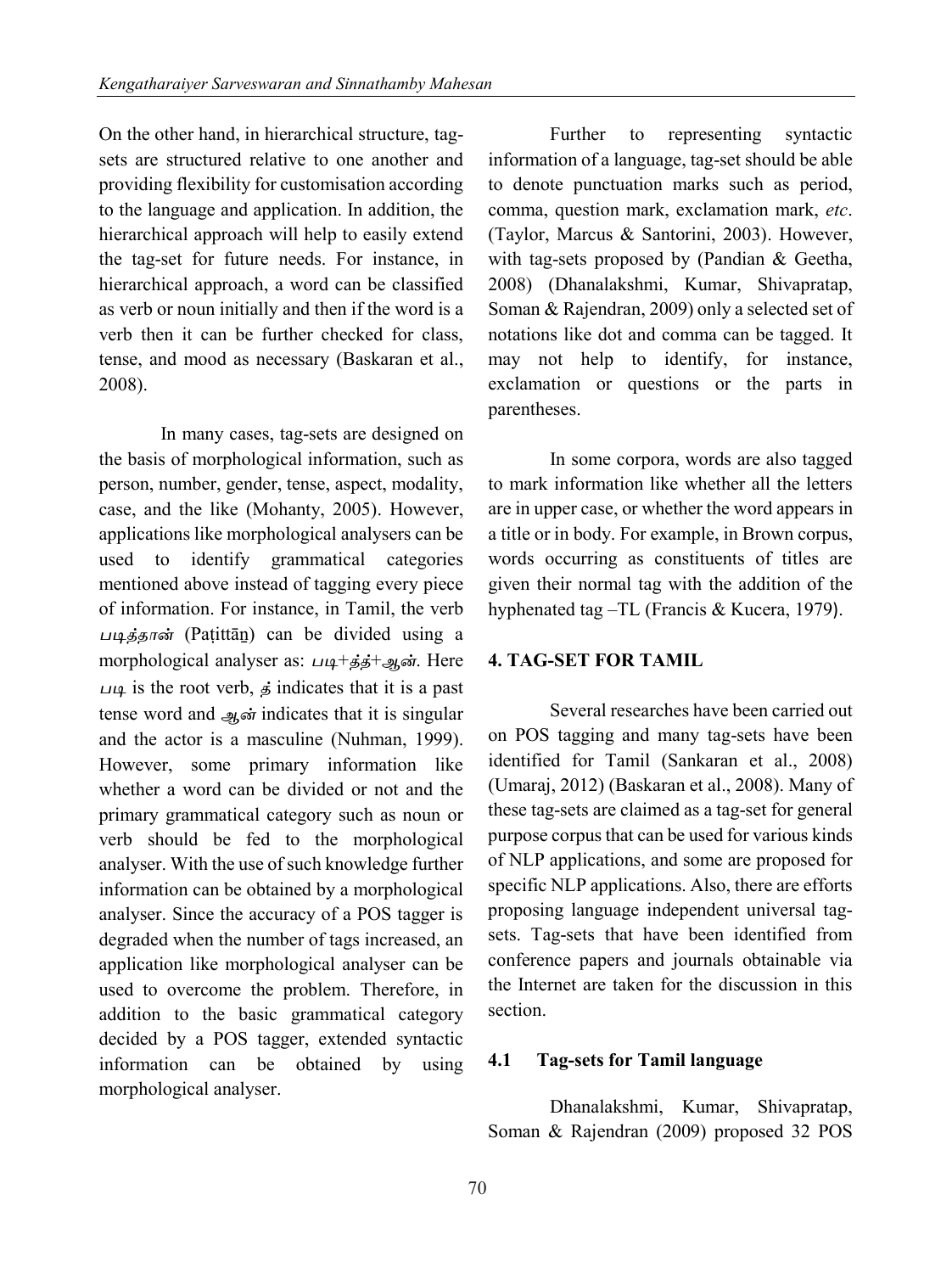On the other hand, in hierarchical structure, tag-sets are structured relative to one another and providing flexibility for customisation according to the language and application. In addition, the hierarchical approach will help to easily extend the tag-set for future needs. For instance, in hierarchical approach, a word can be classified as verb or noun initially and then if the word is a verb then it can be further checked for class, tense, and mood as necessary (Baskaran et al., 2008).

In many cases, tag-sets are designed on the basis of morphological information, such as person, number, gender, tense, aspect, modality, case, and the like (Mohanty, 2005). However, applications like morphological analysers can be used to identify grammatical categories mentioned above instead of tagging every piece of information. For instance, in Tamil, the verb *படித்தான்* (Paṭittāṉ) can be divided using a morphological analyser as: *படி+த்த்+ஆன்*. Here *படி* is the root verb, *த்* indicates that it is a past tense word and *ஆன்* indicates that it is singular and the actor is a masculine (Nuhman, 1999). However, some primary information like whether a word can be divided or not and the primary grammatical category such as noun or verb should be fed to the morphological analyser. With the use of such knowledge further information can be obtained by a morphological analyser. Since the accuracy of a POS tagger is degraded when the number of tags increased, an application like morphological analyser can be used to overcome the problem. Therefore, in addition to the basic grammatical category decided by a POS tagger, extended syntactic information can be obtained by using morphological analyser.

Further to representing syntactic information of a language, tag-set should be able to denote punctuation marks such as period, comma, question mark, exclamation mark, *etc*. (Taylor, Marcus & Santorini, 2003). However, with tag-sets proposed by (Pandian & Geetha, 2008) (Dhanalakshmi, Kumar, Shivapratap, Soman & Rajendran, 2009) only a selected set of notations like dot and comma can be tagged. It may not help to identify, for instance, exclamation or questions or the parts in parentheses.

In some corpora, words are also tagged to mark information like whether all the letters are in upper case, or whether the word appears in a title or in body. For example, in Brown corpus, words occurring as constituents of titles are given their normal tag with the addition of the hyphenated tag –TL (Francis & Kucera, 1979).

## 4. TAG-SET FOR TAMIL

Several researches have been carried out on POS tagging and many tag-sets have been identified for Tamil (Sankaran et al., 2008) (Umaraj, 2012) (Baskaran et al., 2008). Many of these tag-sets are claimed as a tag-set for general purpose corpus that can be used for various kinds of NLP applications, and some are proposed for specific NLP applications. Also, there are efforts proposing language independent universal tag-sets. Tag-sets that have been identified from conference papers and journals obtainable via the Internet are taken for the discussion in this section.

### 4.1 Tag-sets for Tamil language

Dhanalakshmi, Kumar, Shivapratap, Soman & Rajendran (2009) proposed 32 POS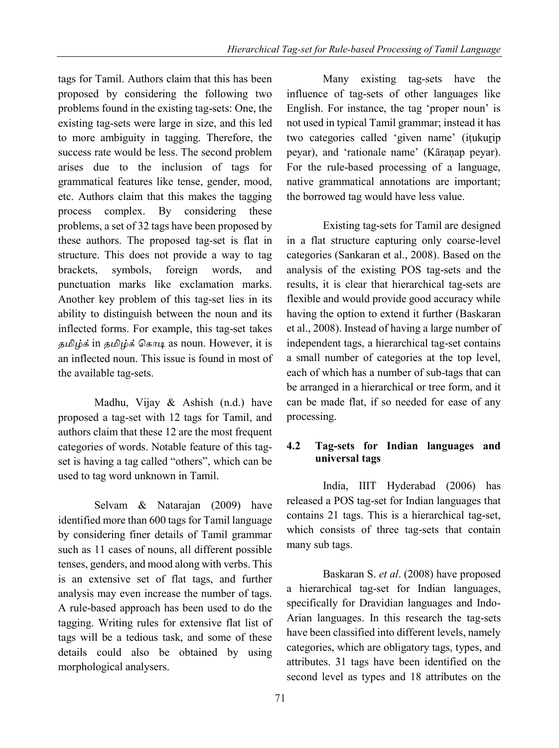tags for Tamil. Authors claim that this has been proposed by considering the following two problems found in the existing tag-sets: One, the existing tag-sets were large in size, and this led to more ambiguity in tagging. Therefore, the success rate would be less. The second problem arises due to the inclusion of tags for grammatical features like tense, gender, mood, etc. Authors claim that this makes the tagging process complex. By considering these problems, a set of 32 tags have been proposed by these authors. The proposed tag-set is flat in structure. This does not provide a way to tag brackets, symbols, foreign words, and punctuation marks like exclamation marks. Another key problem of this tag-set lies in its ability to distinguish between the noun and its inflected forms. For example, this tag-set takes *தமிழ்க்* in *தமிழ்க் கொடி* as noun. However, it is an inflected noun. This issue is found in most of the available tag-sets.

Madhu, Vijay & Ashish (n.d.) have proposed a tag-set with 12 tags for Tamil, and authors claim that these 12 are the most frequent categories of words. Notable feature of this tag-set is having a tag called "others", which can be used to tag word unknown in Tamil.

Selvam & Natarajan (2009) have identified more than 600 tags for Tamil language by considering finer details of Tamil grammar such as 11 cases of nouns, all different possible tenses, genders, and mood along with verbs. This is an extensive set of flat tags, and further analysis may even increase the number of tags. A rule-based approach has been used to do the tagging. Writing rules for extensive flat list of tags will be a tedious task, and some of these details could also be obtained by using morphological analysers.

Many existing tag-sets have the influence of tag-sets of other languages like English. For instance, the tag 'proper noun' is not used in typical Tamil grammar; instead it has two categories called 'given name' (iṭukuṟip peyar), and 'rationale name' (Kāraṇap peyar). For the rule-based processing of a language, native grammatical annotations are important; the borrowed tag would have less value.

Existing tag-sets for Tamil are designed in a flat structure capturing only coarse-level categories (Sankaran et al., 2008). Based on the analysis of the existing POS tag-sets and the results, it is clear that hierarchical tag-sets are flexible and would provide good accuracy while having the option to extend it further (Baskaran et al., 2008). Instead of having a large number of independent tags, a hierarchical tag-set contains a small number of categories at the top level, each of which has a number of sub-tags that can be arranged in a hierarchical or tree form, and it can be made flat, if so needed for ease of any processing.

### 4.2 Tag-sets for Indian languages and universal tags

India, IIIT Hyderabad (2006) has released a POS tag-set for Indian languages that contains 21 tags. This is a hierarchical tag-set, which consists of three tag-sets that contain many sub tags.

Baskaran S. *et al*. (2008) have proposed a hierarchical tag-set for Indian languages, specifically for Dravidian languages and Indo-Arian languages. In this research the tag-sets have been classified into different levels, namely categories, which are obligatory tags, types, and attributes. 31 tags have been identified on the second level as types and 18 attributes on the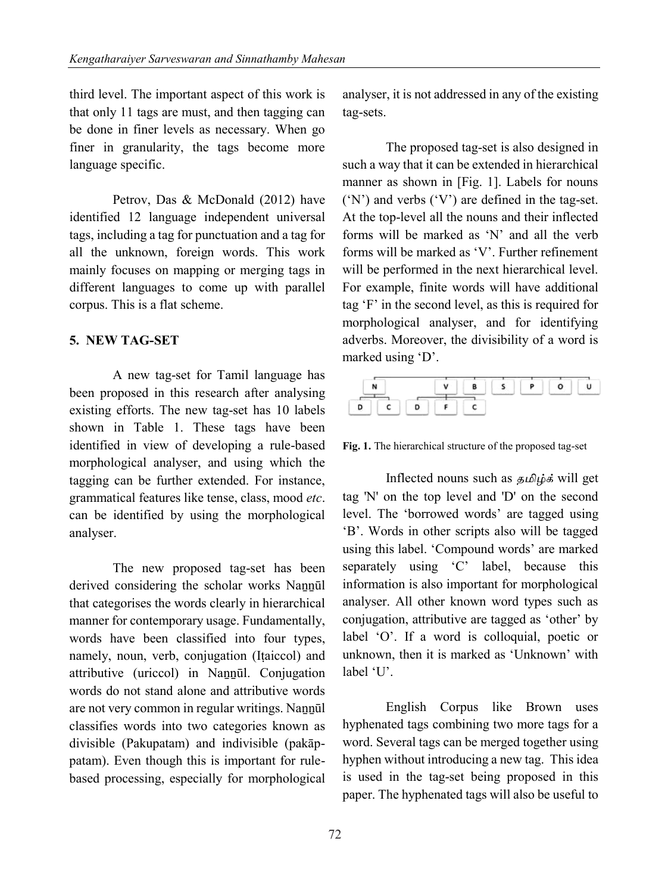third level. The important aspect of this work is that only 11 tags are must, and then tagging can be done in finer levels as necessary. When go finer in granularity, the tags become more language specific.

Petrov, Das & McDonald (2012) have identified 12 language independent universal tags, including a tag for punctuation and a tag for all the unknown, foreign words. This work mainly focuses on mapping or merging tags in different languages to come up with parallel corpus. This is a flat scheme.

## 5. NEW TAG-SET

A new tag-set for Tamil language has been proposed in this research after analysing existing efforts. The new tag-set has 10 labels shown in Table 1. These tags have been identified in view of developing a rule-based morphological analyser, and using which the tagging can be further extended. For instance, grammatical features like tense, class, mood *etc*. can be identified by using the morphological analyser.

The new proposed tag-set has been derived considering the scholar works Naṉṉūl that categorises the words clearly in hierarchical manner for contemporary usage. Fundamentally, words have been classified into four types, namely, noun, verb, conjugation (Iṭaiccol) and attributive (uriccol) in Naṉṉūl. Conjugation words do not stand alone and attributive words are not very common in regular writings. Naṉṉūl classifies words into two categories known as divisible (Pakupatam) and indivisible (pakāp-patam). Even though this is important for rule-based processing, especially for morphological analyser, it is not addressed in any of the existing tag-sets.

The proposed tag-set is also designed in such a way that it can be extended in hierarchical manner as shown in [Fig. 1]. Labels for nouns ('N') and verbs ('V') are defined in the tag-set. At the top-level all the nouns and their inflected forms will be marked as 'N' and all the verb forms will be marked as 'V'. Further refinement will be performed in the next hierarchical level. For example, finite words will have additional tag 'F' in the second level, as this is required for morphological analyser, and for identifying adverbs. Moreover, the divisibility of a word is marked using 'D'.

N — D, C | V — D, F, C | B | S | P | O | U

**Fig. 1.** The hierarchical structure of the proposed tag-set

Inflected nouns such as தமிழ்க் will get tag 'N' on the top level and 'D' on the second level. The 'borrowed words' are tagged using 'B'. Words in other scripts also will be tagged using this label. 'Compound words' are marked separately using 'C' label, because this information is also important for morphological analyser. All other known word types such as conjugation, attributive are tagged as 'other' by label 'O'. If a word is colloquial, poetic or unknown, then it is marked as 'Unknown' with label 'U'.

English Corpus like Brown uses hyphenated tags combining two more tags for a word. Several tags can be merged together using hyphen without introducing a new tag. This idea is used in the tag-set being proposed in this paper. The hyphenated tags will also be useful to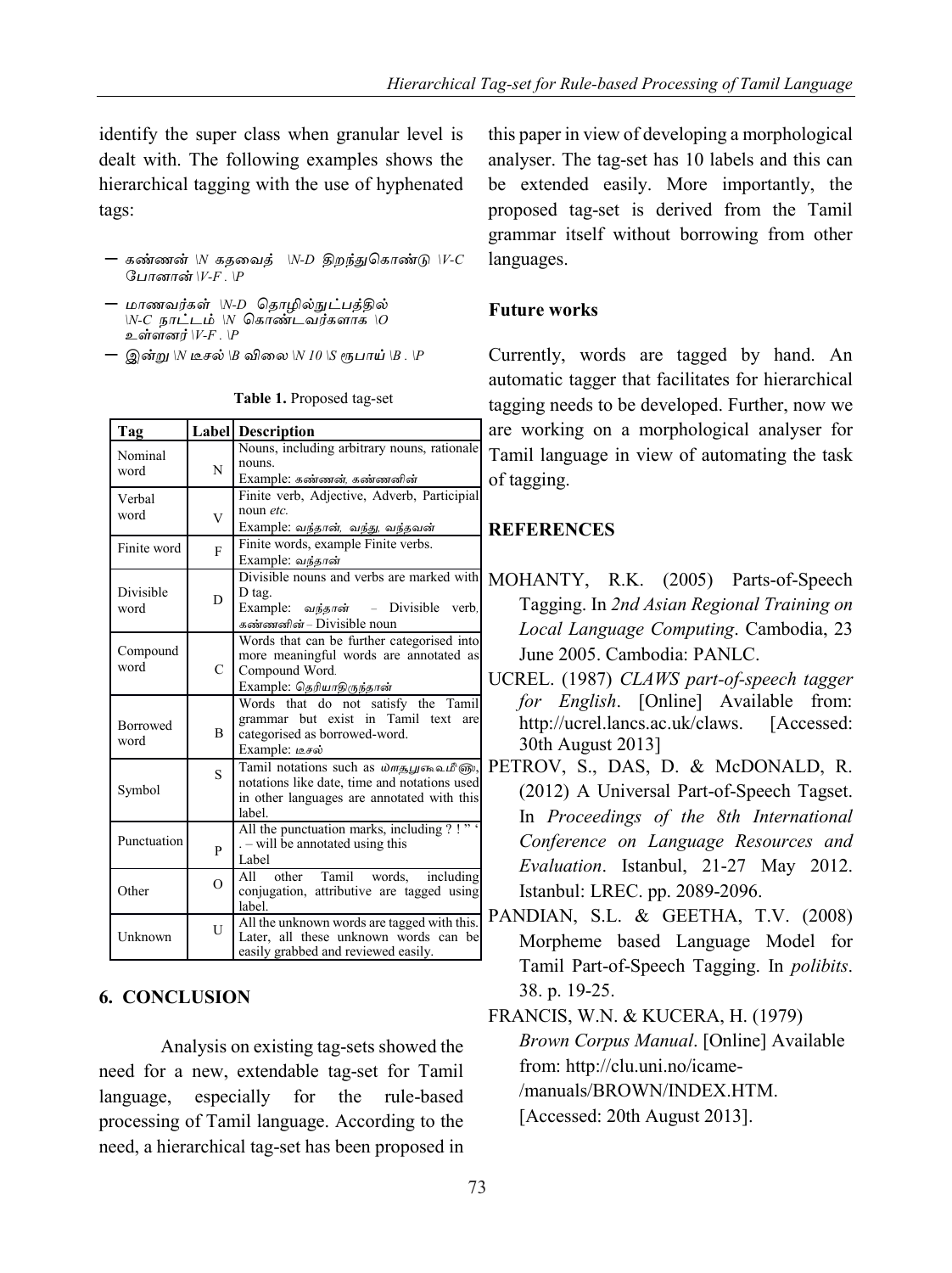identify the super class when granular level is dealt with. The following examples shows the hierarchical tagging with the use of hyphenated tags:

- கண்ணன் \N கதவைத் \N-D திறந்துகொண்டு \V-C போனான் \V-F . \P
- மாணவர்கள் \N-D தொழில்நுட்பத்தில் \N-C நாட்டம் \N கொண்டவர்களாக \O உள்ளனர் \V-F . \P
- இன்று \N டீசல் \B விலை \N 10 \S ரூபாய் \B . \P

**Table 1.** Proposed tag-set

| Tag | Label | Description |
|---|---|---|
| Nominal word | N | Nouns, including arbitrary nouns, rationale nouns. Example: கண்ணன், கண்ணனின் |
| Verbal word | V | Finite verb, Adjective, Adverb, Participial noun *etc.* Example: வந்தான், வந்து, வந்தவன் |
| Finite word | F | Finite words, example Finite verbs. Example: வந்தான் |
| Divisible word | D | Divisible nouns and verbs are marked with D tag. Example: வந்தான் – Divisible verb, கண்ணனின் – Divisible noun |
| Compound word | C | Words that can be further categorised into more meaningful words are annotated as Compound Word. Example: தெரியாதிருந்தான் |
| Borrowed word | B | Words that do not satisfy the Tamil grammar but exist in Tamil text are categorised as borrowed-word. Example: டீசல் |
| Symbol | S | Tamil notations such as ௰௱௲௳௴௵௶௷௸௹௺, notations like date, time and notations used in other languages are annotated with this label. |
| Punctuation | P | All the punctuation marks, including ? ! " ' . – will be annotated using this Label |
| Other | O | All other Tamil words, including conjugation, attributive are tagged using label. |
| Unknown | U | All the unknown words are tagged with this. Later, all these unknown words can be easily grabbed and reviewed easily. |

## 6. CONCLUSION

Analysis on existing tag-sets showed the need for a new, extendable tag-set for Tamil language, especially for the rule-based processing of Tamil language. According to the need, a hierarchical tag-set has been proposed in this paper in view of developing a morphological analyser. The tag-set has 10 labels and this can be extended easily. More importantly, the proposed tag-set is derived from the Tamil grammar itself without borrowing from other languages.

### Future works

Currently, words are tagged by hand. An automatic tagger that facilitates for hierarchical tagging needs to be developed. Further, now we are working on a morphological analyser for Tamil language in view of automating the task of tagging.

## REFERENCES

MOHANTY, R.K. (2005) Parts-of-Speech Tagging. In *2nd Asian Regional Training on Local Language Computing*. Cambodia, 23 June 2005. Cambodia: PANLC.

UCREL. (1987) *CLAWS part-of-speech tagger for English*. [Online] Available from: http://ucrel.lancs.ac.uk/claws. [Accessed: 30th August 2013]

PETROV, S., DAS, D. & McDONALD, R. (2012) A Universal Part-of-Speech Tagset. In *Proceedings of the 8th International Conference on Language Resources and Evaluation*. Istanbul, 21-27 May 2012. Istanbul: LREC. pp. 2089-2096.

PANDIAN, S.L. & GEETHA, T.V. (2008) Morpheme based Language Model for Tamil Part-of-Speech Tagging. In *polibits*. 38. p. 19-25.

FRANCIS, W.N. & KUCERA, H. (1979) *Brown Corpus Manual*. [Online] Available from: http://clu.uni.no/icame-/manuals/BROWN/INDEX.HTM. [Accessed: 20th August 2013].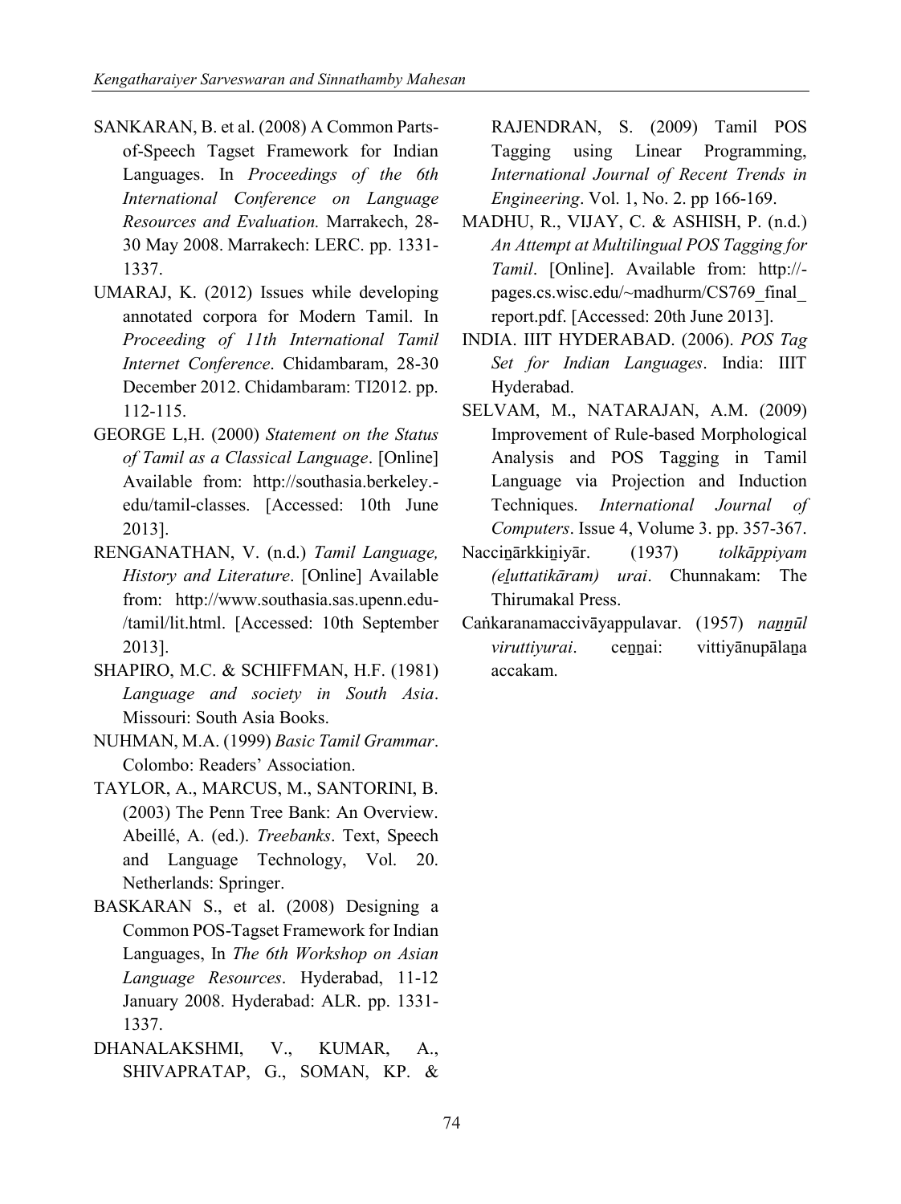SANKARAN, B. et al. (2008) A Common Parts-of-Speech Tagset Framework for Indian Languages. In *Proceedings of the 6th International Conference on Language Resources and Evaluation.* Marrakech, 28-30 May 2008. Marrakech: LERC. pp. 1331-1337.

UMARAJ, K. (2012) Issues while developing annotated corpora for Modern Tamil. In *Proceeding of 11th International Tamil Internet Conference*. Chidambaram, 28-30 December 2012. Chidambaram: TI2012. pp. 112-115.

GEORGE L,H. (2000) *Statement on the Status of Tamil as a Classical Language*. [Online] Available from: http://southasia.berkeley.edu/tamil-classes. [Accessed: 10th June 2013].

RENGANATHAN, V. (n.d.) *Tamil Language, History and Literature*. [Online] Available from: http://www.southasia.sas.upenn.edu/tamil/lit.html. [Accessed: 10th September 2013].

SHAPIRO, M.C. & SCHIFFMAN, H.F. (1981) *Language and society in South Asia*. Missouri: South Asia Books.

NUHMAN, M.A. (1999) *Basic Tamil Grammar*. Colombo: Readers' Association.

TAYLOR, A., MARCUS, M., SANTORINI, B. (2003) The Penn Tree Bank: An Overview. Abeillé, A. (ed.). *Treebanks*. Text, Speech and Language Technology, Vol. 20. Netherlands: Springer.

BASKARAN S., et al. (2008) Designing a Common POS-Tagset Framework for Indian Languages, In *The 6th Workshop on Asian Language Resources*. Hyderabad, 11-12 January 2008. Hyderabad: ALR. pp. 1331-1337.

DHANALAKSHMI, V., KUMAR, A., SHIVAPRATAP, G., SOMAN, KP. & RAJENDRAN, S. (2009) Tamil POS Tagging using Linear Programming, *International Journal of Recent Trends in Engineering*. Vol. 1, No. 2. pp 166-169.

MADHU, R., VIJAY, C. & ASHISH, P. (n.d.) *An Attempt at Multilingual POS Tagging for Tamil*. [Online]. Available from: http://pages.cs.wisc.edu/~madhurm/CS769_final_report.pdf. [Accessed: 20th June 2013].

INDIA. IIIT HYDERABAD. (2006). *POS Tag Set for Indian Languages*. India: IIIT Hyderabad.

SELVAM, M., NATARAJAN, A.M. (2009) Improvement of Rule-based Morphological Analysis and POS Tagging in Tamil Language via Projection and Induction Techniques. *International Journal of Computers*. Issue 4, Volume 3. pp. 357-367.

Nacciṉārkkiṉiyār. (1937) *tolkāppiyam (eḻuttatikāram) urai*. Chunnakam: The Thirumakal Press.

Caṅkaranamaccivāyappulavar. (1957) *naṉṉūl viruttiyurai*. ceṉṉai: vittiyānupālaṉa accakam.